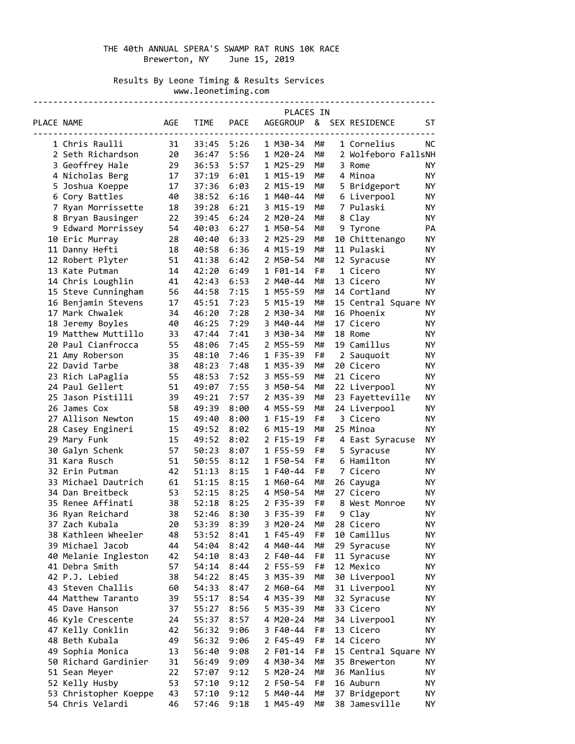# THE 40th ANNUAL SPERA'S SWAMP RAT RUNS 10K RACE

Brewerton, NY June 15, 2019

Results By Leone Timing & Results Services
www.leonetiming.com

| PLACE | NAME | AGE | TIME | PACE | PLACES IN AGEGROUP | & | SEX | RESIDENCE | ST |
|---|---|---|---|---|---|---|---|---|---|
| 1 | Chris Raulli | 31 | 33:45 | 5:26 | 1 M30-34 | M# | 1 | Cornelius | NC |
| 2 | Seth Richardson | 20 | 36:47 | 5:56 | 1 M20-24 | M# | 2 | Wolfeboro Falls | NH |
| 3 | Geoffrey Hale | 29 | 36:53 | 5:57 | 1 M25-29 | M# | 3 | Rome | NY |
| 4 | Nicholas Berg | 17 | 37:19 | 6:01 | 1 M15-19 | M# | 4 | Minoa | NY |
| 5 | Joshua Koeppe | 17 | 37:36 | 6:03 | 2 M15-19 | M# | 5 | Bridgeport | NY |
| 6 | Cory Battles | 40 | 38:52 | 6:16 | 1 M40-44 | M# | 6 | Liverpool | NY |
| 7 | Ryan Morrissette | 18 | 39:28 | 6:21 | 3 M15-19 | M# | 7 | Pulaski | NY |
| 8 | Bryan Bausinger | 22 | 39:45 | 6:24 | 2 M20-24 | M# | 8 | Clay | NY |
| 9 | Edward Morrissey | 54 | 40:03 | 6:27 | 1 M50-54 | M# | 9 | Tyrone | PA |
| 10 | Eric Murray | 28 | 40:40 | 6:33 | 2 M25-29 | M# | 10 | Chittenango | NY |
| 11 | Danny Hefti | 18 | 40:58 | 6:36 | 4 M15-19 | M# | 11 | Pulaski | NY |
| 12 | Robert Plyter | 51 | 41:38 | 6:42 | 2 M50-54 | M# | 12 | Syracuse | NY |
| 13 | Kate Putman | 14 | 42:20 | 6:49 | 1 F01-14 | F# | 1 | Cicero | NY |
| 14 | Chris Loughlin | 41 | 42:43 | 6:53 | 2 M40-44 | M# | 13 | Cicero | NY |
| 15 | Steve Cunningham | 56 | 44:58 | 7:15 | 1 M55-59 | M# | 14 | Cortland | NY |
| 16 | Benjamin Stevens | 17 | 45:51 | 7:23 | 5 M15-19 | M# | 15 | Central Square | NY |
| 17 | Mark Chwalek | 34 | 46:20 | 7:28 | 2 M30-34 | M# | 16 | Phoenix | NY |
| 18 | Jeremy Boyles | 40 | 46:25 | 7:29 | 3 M40-44 | M# | 17 | Cicero | NY |
| 19 | Matthew Muttillo | 33 | 47:44 | 7:41 | 3 M30-34 | M# | 18 | Rome | NY |
| 20 | Paul Cianfrocca | 55 | 48:06 | 7:45 | 2 M55-59 | M# | 19 | Camillus | NY |
| 21 | Amy Roberson | 35 | 48:10 | 7:46 | 1 F35-39 | F# | 2 | Sauquoit | NY |
| 22 | David Tarbe | 38 | 48:23 | 7:48 | 1 M35-39 | M# | 20 | Cicero | NY |
| 23 | Rich LaPaglia | 55 | 48:53 | 7:52 | 3 M55-59 | M# | 21 | Cicero | NY |
| 24 | Paul Gellert | 51 | 49:07 | 7:55 | 3 M50-54 | M# | 22 | Liverpool | NY |
| 25 | Jason Pistilli | 39 | 49:21 | 7:57 | 2 M35-39 | M# | 23 | Fayetteville | NY |
| 26 | James Cox | 58 | 49:39 | 8:00 | 4 M55-59 | M# | 24 | Liverpool | NY |
| 27 | Allison Newton | 15 | 49:40 | 8:00 | 1 F15-19 | F# | 3 | Cicero | NY |
| 28 | Casey Engineri | 15 | 49:52 | 8:02 | 6 M15-19 | M# | 25 | Minoa | NY |
| 29 | Mary Funk | 15 | 49:52 | 8:02 | 2 F15-19 | F# | 4 | East Syracuse | NY |
| 30 | Galyn Schenk | 57 | 50:23 | 8:07 | 1 F55-59 | F# | 5 | Syracuse | NY |
| 31 | Kara Rusch | 51 | 50:55 | 8:12 | 1 F50-54 | F# | 6 | Hamilton | NY |
| 32 | Erin Putman | 42 | 51:13 | 8:15 | 1 F40-44 | F# | 7 | Cicero | NY |
| 33 | Michael Dautrich | 61 | 51:15 | 8:15 | 1 M60-64 | M# | 26 | Cayuga | NY |
| 34 | Dan Breitbeck | 53 | 52:15 | 8:25 | 4 M50-54 | M# | 27 | Cicero | NY |
| 35 | Renee Affinati | 38 | 52:18 | 8:25 | 2 F35-39 | F# | 8 | West Monroe | NY |
| 36 | Ryan Reichard | 38 | 52:46 | 8:30 | 3 F35-39 | F# | 9 | Clay | NY |
| 37 | Zach Kubala | 20 | 53:39 | 8:39 | 3 M20-24 | M# | 28 | Cicero | NY |
| 38 | Kathleen Wheeler | 48 | 53:52 | 8:41 | 1 F45-49 | F# | 10 | Camillus | NY |
| 39 | Michael Jacob | 44 | 54:04 | 8:42 | 4 M40-44 | M# | 29 | Syracuse | NY |
| 40 | Melanie Ingleston | 42 | 54:10 | 8:43 | 2 F40-44 | F# | 11 | Syracuse | NY |
| 41 | Debra Smith | 57 | 54:14 | 8:44 | 2 F55-59 | F# | 12 | Mexico | NY |
| 42 | P.J. Lebied | 38 | 54:22 | 8:45 | 3 M35-39 | M# | 30 | Liverpool | NY |
| 43 | Steven Challis | 60 | 54:33 | 8:47 | 2 M60-64 | M# | 31 | Liverpool | NY |
| 44 | Matthew Taranto | 39 | 55:17 | 8:54 | 4 M35-39 | M# | 32 | Syracuse | NY |
| 45 | Dave Hanson | 37 | 55:27 | 8:56 | 5 M35-39 | M# | 33 | Cicero | NY |
| 46 | Kyle Crescente | 24 | 55:37 | 8:57 | 4 M20-24 | M# | 34 | Liverpool | NY |
| 47 | Kelly Conklin | 42 | 56:32 | 9:06 | 3 F40-44 | F# | 13 | Cicero | NY |
| 48 | Beth Kubala | 49 | 56:32 | 9:06 | 2 F45-49 | F# | 14 | Cicero | NY |
| 49 | Sophia Monica | 13 | 56:40 | 9:08 | 2 F01-14 | F# | 15 | Central Square | NY |
| 50 | Richard Gardinier | 31 | 56:49 | 9:09 | 4 M30-34 | M# | 35 | Brewerton | NY |
| 51 | Sean Meyer | 22 | 57:07 | 9:12 | 5 M20-24 | M# | 36 | Manlius | NY |
| 52 | Kelly Husby | 53 | 57:10 | 9:12 | 2 F50-54 | F# | 16 | Auburn | NY |
| 53 | Christopher Koeppe | 43 | 57:10 | 9:12 | 5 M40-44 | M# | 37 | Bridgeport | NY |
| 54 | Chris Velardi | 46 | 57:46 | 9:18 | 1 M45-49 | M# | 38 | Jamesville | NY |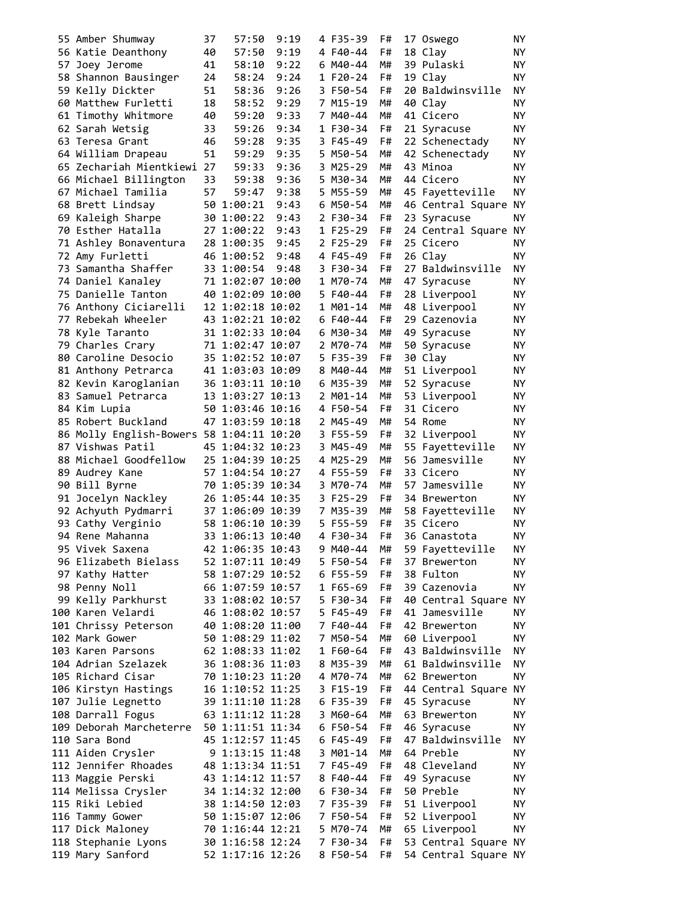| | | | | | | | | | | |
|---|---|---|---|---|---|---|---|---|---|---|
| 55 | Amber Shumway | 37 | 57:50 | 9:19 | 4 | F35-39 | F# | 17 | Oswego | NY |
| 56 | Katie Deanthony | 40 | 57:50 | 9:19 | 4 | F40-44 | F# | 18 | Clay | NY |
| 57 | Joey Jerome | 41 | 58:10 | 9:22 | 6 | M40-44 | M# | 39 | Pulaski | NY |
| 58 | Shannon Bausinger | 24 | 58:24 | 9:24 | 1 | F20-24 | F# | 19 | Clay | NY |
| 59 | Kelly Dickter | 51 | 58:36 | 9:26 | 3 | F50-54 | F# | 20 | Baldwinsville | NY |
| 60 | Matthew Furletti | 18 | 58:52 | 9:29 | 7 | M15-19 | M# | 40 | Clay | NY |
| 61 | Timothy Whitmore | 40 | 59:20 | 9:33 | 7 | M40-44 | M# | 41 | Cicero | NY |
| 62 | Sarah Wetsig | 33 | 59:26 | 9:34 | 1 | F30-34 | F# | 21 | Syracuse | NY |
| 63 | Teresa Grant | 46 | 59:28 | 9:35 | 3 | F45-49 | F# | 22 | Schenectady | NY |
| 64 | William Drapeau | 51 | 59:29 | 9:35 | 5 | M50-54 | M# | 42 | Schenectady | NY |
| 65 | Zechariah Mientkiewi | 27 | 59:33 | 9:36 | 3 | M25-29 | M# | 43 | Minoa | NY |
| 66 | Michael Billington | 33 | 59:38 | 9:36 | 5 | M30-34 | M# | 44 | Cicero | NY |
| 67 | Michael Tamilia | 57 | 59:47 | 9:38 | 5 | M55-59 | M# | 45 | Fayetteville | NY |
| 68 | Brett Lindsay | 50 | 1:00:21 | 9:43 | 6 | M50-54 | M# | 46 | Central Square | NY |
| 69 | Kaleigh Sharpe | 30 | 1:00:22 | 9:43 | 2 | F30-34 | F# | 23 | Syracuse | NY |
| 70 | Esther Hatalla | 27 | 1:00:22 | 9:43 | 1 | F25-29 | F# | 24 | Central Square | NY |
| 71 | Ashley Bonaventura | 28 | 1:00:35 | 9:45 | 2 | F25-29 | F# | 25 | Cicero | NY |
| 72 | Amy Furletti | 46 | 1:00:52 | 9:48 | 4 | F45-49 | F# | 26 | Clay | NY |
| 73 | Samantha Shaffer | 33 | 1:00:54 | 9:48 | 3 | F30-34 | F# | 27 | Baldwinsville | NY |
| 74 | Daniel Kanaley | 71 | 1:02:07 | 10:00 | 1 | M70-74 | M# | 47 | Syracuse | NY |
| 75 | Danielle Tanton | 40 | 1:02:09 | 10:00 | 5 | F40-44 | F# | 28 | Liverpool | NY |
| 76 | Anthony Ciciarelli | 12 | 1:02:18 | 10:02 | 1 | M01-14 | M# | 48 | Liverpool | NY |
| 77 | Rebekah Wheeler | 43 | 1:02:21 | 10:02 | 6 | F40-44 | F# | 29 | Cazenovia | NY |
| 78 | Kyle Taranto | 31 | 1:02:33 | 10:04 | 6 | M30-34 | M# | 49 | Syracuse | NY |
| 79 | Charles Crary | 71 | 1:02:47 | 10:07 | 2 | M70-74 | M# | 50 | Syracuse | NY |
| 80 | Caroline Desocio | 35 | 1:02:52 | 10:07 | 5 | F35-39 | F# | 30 | Clay | NY |
| 81 | Anthony Petrarca | 41 | 1:03:03 | 10:09 | 8 | M40-44 | M# | 51 | Liverpool | NY |
| 82 | Kevin Karoglanian | 36 | 1:03:11 | 10:10 | 6 | M35-39 | M# | 52 | Syracuse | NY |
| 83 | Samuel Petrarca | 13 | 1:03:27 | 10:13 | 2 | M01-14 | M# | 53 | Liverpool | NY |
| 84 | Kim Lupia | 50 | 1:03:46 | 10:16 | 4 | F50-54 | F# | 31 | Cicero | NY |
| 85 | Robert Buckland | 47 | 1:03:59 | 10:18 | 2 | M45-49 | M# | 54 | Rome | NY |
| 86 | Molly English-Bowers | 58 | 1:04:11 | 10:20 | 3 | F55-59 | F# | 32 | Liverpool | NY |
| 87 | Vishwas Patil | 45 | 1:04:32 | 10:23 | 3 | M45-49 | M# | 55 | Fayetteville | NY |
| 88 | Michael Goodfellow | 25 | 1:04:39 | 10:25 | 4 | M25-29 | M# | 56 | Jamesville | NY |
| 89 | Audrey Kane | 57 | 1:04:54 | 10:27 | 4 | F55-59 | F# | 33 | Cicero | NY |
| 90 | Bill Byrne | 70 | 1:05:39 | 10:34 | 3 | M70-74 | M# | 57 | Jamesville | NY |
| 91 | Jocelyn Nackley | 26 | 1:05:44 | 10:35 | 3 | F25-29 | F# | 34 | Brewerton | NY |
| 92 | Achyuth Pydmarri | 37 | 1:06:09 | 10:39 | 7 | M35-39 | M# | 58 | Fayetteville | NY |
| 93 | Cathy Verginio | 58 | 1:06:10 | 10:39 | 5 | F55-59 | F# | 35 | Cicero | NY |
| 94 | Rene Mahanna | 33 | 1:06:13 | 10:40 | 4 | F30-34 | F# | 36 | Canastota | NY |
| 95 | Vivek Saxena | 42 | 1:06:35 | 10:43 | 9 | M40-44 | M# | 59 | Fayetteville | NY |
| 96 | Elizabeth Bielass | 52 | 1:07:11 | 10:49 | 5 | F50-54 | F# | 37 | Brewerton | NY |
| 97 | Kathy Hatter | 58 | 1:07:29 | 10:52 | 6 | F55-59 | F# | 38 | Fulton | NY |
| 98 | Penny Noll | 66 | 1:07:59 | 10:57 | 1 | F65-69 | F# | 39 | Cazenovia | NY |
| 99 | Kelly Parkhurst | 33 | 1:08:02 | 10:57 | 5 | F30-34 | F# | 40 | Central Square | NY |
| 100 | Karen Velardi | 46 | 1:08:02 | 10:57 | 5 | F45-49 | F# | 41 | Jamesville | NY |
| 101 | Chrissy Peterson | 40 | 1:08:20 | 11:00 | 7 | F40-44 | F# | 42 | Brewerton | NY |
| 102 | Mark Gower | 50 | 1:08:29 | 11:02 | 7 | M50-54 | M# | 60 | Liverpool | NY |
| 103 | Karen Parsons | 62 | 1:08:33 | 11:02 | 1 | F60-64 | F# | 43 | Baldwinsville | NY |
| 104 | Adrian Szelazek | 36 | 1:08:36 | 11:03 | 8 | M35-39 | M# | 61 | Baldwinsville | NY |
| 105 | Richard Cisar | 70 | 1:10:23 | 11:20 | 4 | M70-74 | M# | 62 | Brewerton | NY |
| 106 | Kirstyn Hastings | 16 | 1:10:52 | 11:25 | 3 | F15-19 | F# | 44 | Central Square | NY |
| 107 | Julie Legnetto | 39 | 1:11:10 | 11:28 | 6 | F35-39 | F# | 45 | Syracuse | NY |
| 108 | Darrall Fogus | 63 | 1:11:12 | 11:28 | 3 | M60-64 | M# | 63 | Brewerton | NY |
| 109 | Deborah Marcheterre | 50 | 1:11:51 | 11:34 | 6 | F50-54 | F# | 46 | Syracuse | NY |
| 110 | Sara Bond | 45 | 1:12:57 | 11:45 | 6 | F45-49 | F# | 47 | Baldwinsville | NY |
| 111 | Aiden Crysler | 9 | 1:13:15 | 11:48 | 3 | M01-14 | M# | 64 | Preble | NY |
| 112 | Jennifer Rhoades | 48 | 1:13:34 | 11:51 | 7 | F45-49 | F# | 48 | Cleveland | NY |
| 113 | Maggie Perski | 43 | 1:14:12 | 11:57 | 8 | F40-44 | F# | 49 | Syracuse | NY |
| 114 | Melissa Crysler | 34 | 1:14:32 | 12:00 | 6 | F30-34 | F# | 50 | Preble | NY |
| 115 | Riki Lebied | 38 | 1:14:50 | 12:03 | 7 | F35-39 | F# | 51 | Liverpool | NY |
| 116 | Tammy Gower | 50 | 1:15:07 | 12:06 | 7 | F50-54 | F# | 52 | Liverpool | NY |
| 117 | Dick Maloney | 70 | 1:16:44 | 12:21 | 5 | M70-74 | M# | 65 | Liverpool | NY |
| 118 | Stephanie Lyons | 30 | 1:16:58 | 12:24 | 7 | F30-34 | F# | 53 | Central Square | NY |
| 119 | Mary Sanford | 52 | 1:17:16 | 12:26 | 8 | F50-54 | F# | 54 | Central Square | NY |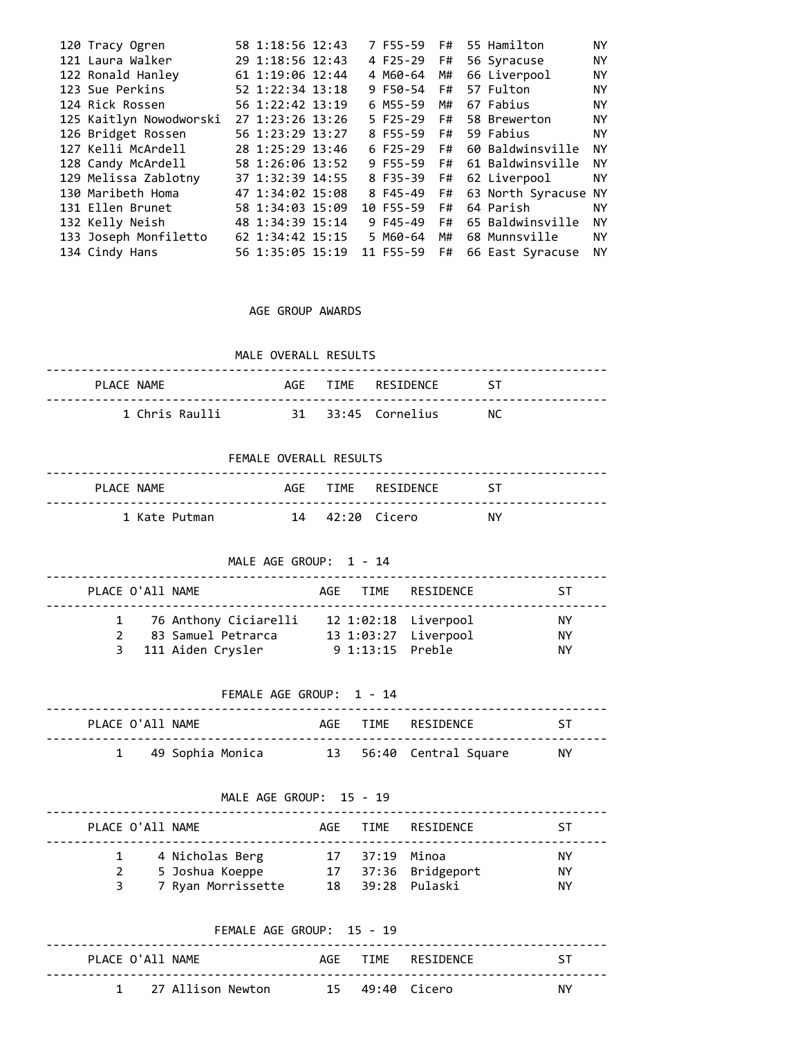| Place | Name | Age | Time | Pace | Div Place | Div | Sex | Sex Place | City | State |
|---|---|---|---|---|---|---|---|---|---|---|
| 120 | Tracy Ogren | 58 | 1:18:56 | 12:43 | 7 | F55-59 | F# | 55 | Hamilton | NY |
| 121 | Laura Walker | 29 | 1:18:56 | 12:43 | 4 | F25-29 | F# | 56 | Syracuse | NY |
| 122 | Ronald Hanley | 61 | 1:19:06 | 12:44 | 4 | M60-64 | M# | 66 | Liverpool | NY |
| 123 | Sue Perkins | 52 | 1:22:34 | 13:18 | 9 | F50-54 | F# | 57 | Fulton | NY |
| 124 | Rick Rossen | 56 | 1:22:42 | 13:19 | 6 | M55-59 | M# | 67 | Fabius | NY |
| 125 | Kaitlyn Nowodworski | 27 | 1:23:26 | 13:26 | 5 | F25-29 | F# | 58 | Brewerton | NY |
| 126 | Bridget Rossen | 56 | 1:23:29 | 13:27 | 8 | F55-59 | F# | 59 | Fabius | NY |
| 127 | Kelli McArdell | 28 | 1:25:29 | 13:46 | 6 | F25-29 | F# | 60 | Baldwinsville | NY |
| 128 | Candy McArdell | 58 | 1:26:06 | 13:52 | 9 | F55-59 | F# | 61 | Baldwinsville | NY |
| 129 | Melissa Zablotny | 37 | 1:32:39 | 14:55 | 8 | F35-39 | F# | 62 | Liverpool | NY |
| 130 | Maribeth Homa | 47 | 1:34:02 | 15:08 | 8 | F45-49 | F# | 63 | North Syracuse | NY |
| 131 | Ellen Brunet | 58 | 1:34:03 | 15:09 | 10 | F55-59 | F# | 64 | Parish | NY |
| 132 | Kelly Neish | 48 | 1:34:39 | 15:14 | 9 | F45-49 | F# | 65 | Baldwinsville | NY |
| 133 | Joseph Monfiletto | 62 | 1:34:42 | 15:15 | 5 | M60-64 | M# | 68 | Munnsville | NY |
| 134 | Cindy Hans | 56 | 1:35:05 | 15:19 | 11 | F55-59 | F# | 66 | East Syracuse | NY |

## AGE GROUP AWARDS

### MALE OVERALL RESULTS

| PLACE | NAME | AGE | TIME | RESIDENCE | ST |
|---|---|---|---|---|---|
| 1 | Chris Raulli | 31 | 33:45 | Cornelius | NC |

### FEMALE OVERALL RESULTS

| PLACE | NAME | AGE | TIME | RESIDENCE | ST |
|---|---|---|---|---|---|
| 1 | Kate Putman | 14 | 42:20 | Cicero | NY |

### MALE AGE GROUP: 1 - 14

| PLACE | O'All | NAME | AGE | TIME | RESIDENCE | ST |
|---|---|---|---|---|---|---|
| 1 | 76 | Anthony Ciciarelli | 12 | 1:02:18 | Liverpool | NY |
| 2 | 83 | Samuel Petrarca | 13 | 1:03:27 | Liverpool | NY |
| 3 | 111 | Aiden Crysler | 9 | 1:13:15 | Preble | NY |

### FEMALE AGE GROUP: 1 - 14

| PLACE | O'All | NAME | AGE | TIME | RESIDENCE | ST |
|---|---|---|---|---|---|---|
| 1 | 49 | Sophia Monica | 13 | 56:40 | Central Square | NY |

### MALE AGE GROUP: 15 - 19

| PLACE | O'All | NAME | AGE | TIME | RESIDENCE | ST |
|---|---|---|---|---|---|---|
| 1 | 4 | Nicholas Berg | 17 | 37:19 | Minoa | NY |
| 2 | 5 | Joshua Koeppe | 17 | 37:36 | Bridgeport | NY |
| 3 | 7 | Ryan Morrissette | 18 | 39:28 | Pulaski | NY |

### FEMALE AGE GROUP: 15 - 19

| PLACE | O'All | NAME | AGE | TIME | RESIDENCE | ST |
|---|---|---|---|---|---|---|
| 1 | 27 | Allison Newton | 15 | 49:40 | Cicero | NY |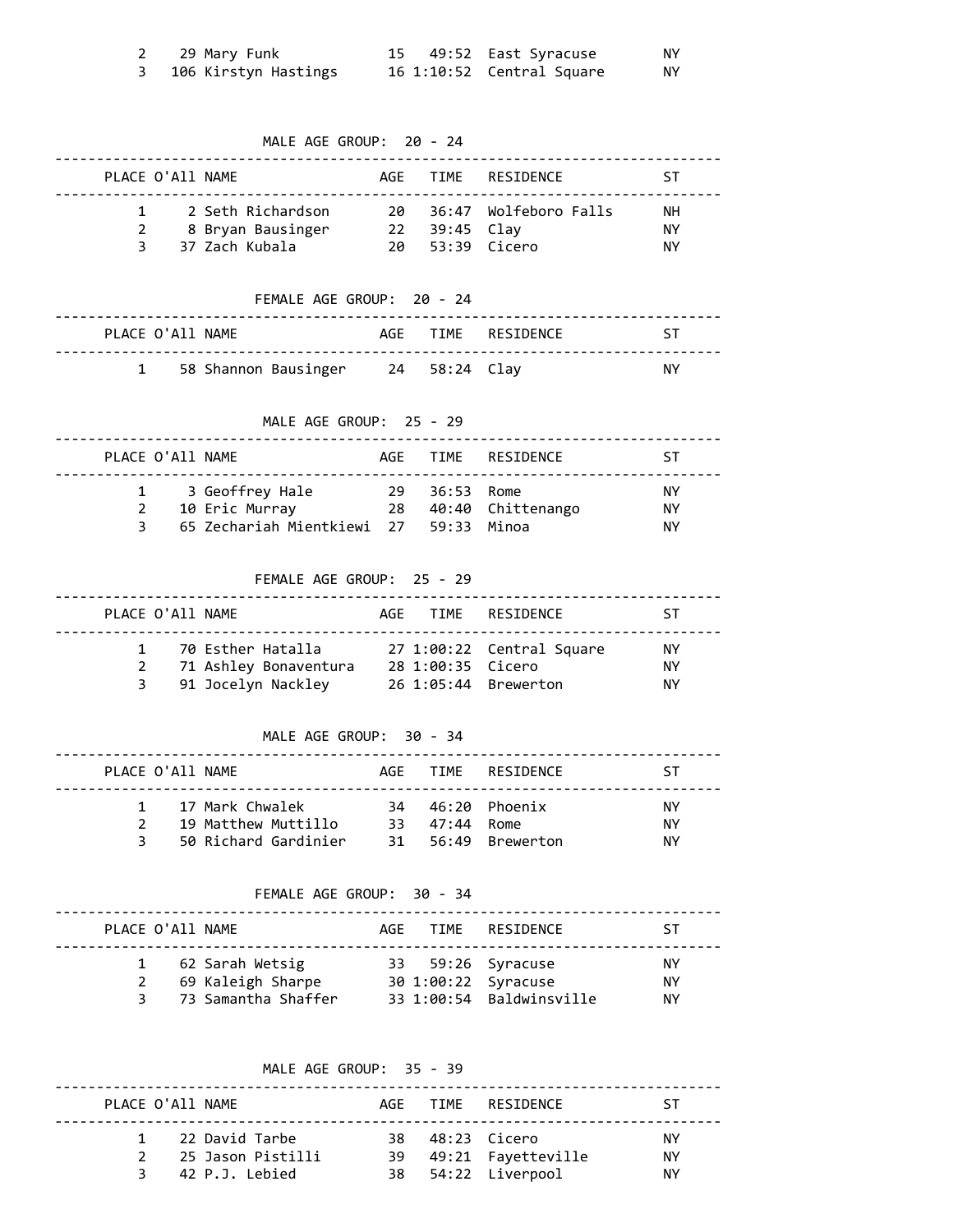| PLACE | O'All | NAME | AGE | TIME | RESIDENCE | ST |
|---|---|---|---|---|---|---|
| 2 | 29 | Mary Funk | 15 | 49:52 | East Syracuse | NY |
| 3 | 106 | Kirstyn Hastings | 16 | 1:10:52 | Central Square | NY |

### MALE AGE GROUP: 20 - 24

| PLACE | O'All | NAME | AGE | TIME | RESIDENCE | ST |
|---|---|---|---|---|---|---|
| 1 | 2 | Seth Richardson | 20 | 36:47 | Wolfeboro Falls | NH |
| 2 | 8 | Bryan Bausinger | 22 | 39:45 | Clay | NY |
| 3 | 37 | Zach Kubala | 20 | 53:39 | Cicero | NY |

### FEMALE AGE GROUP: 20 - 24

| PLACE | O'All | NAME | AGE | TIME | RESIDENCE | ST |
|---|---|---|---|---|---|---|
| 1 | 58 | Shannon Bausinger | 24 | 58:24 | Clay | NY |

### MALE AGE GROUP: 25 - 29

| PLACE | O'All | NAME | AGE | TIME | RESIDENCE | ST |
|---|---|---|---|---|---|---|
| 1 | 3 | Geoffrey Hale | 29 | 36:53 | Rome | NY |
| 2 | 10 | Eric Murray | 28 | 40:40 | Chittenango | NY |
| 3 | 65 | Zechariah Mientkiewi | 27 | 59:33 | Minoa | NY |

### FEMALE AGE GROUP: 25 - 29

| PLACE | O'All | NAME | AGE | TIME | RESIDENCE | ST |
|---|---|---|---|---|---|---|
| 1 | 70 | Esther Hatalla | 27 | 1:00:22 | Central Square | NY |
| 2 | 71 | Ashley Bonaventura | 28 | 1:00:35 | Cicero | NY |
| 3 | 91 | Jocelyn Nackley | 26 | 1:05:44 | Brewerton | NY |

### MALE AGE GROUP: 30 - 34

| PLACE | O'All | NAME | AGE | TIME | RESIDENCE | ST |
|---|---|---|---|---|---|---|
| 1 | 17 | Mark Chwalek | 34 | 46:20 | Phoenix | NY |
| 2 | 19 | Matthew Muttillo | 33 | 47:44 | Rome | NY |
| 3 | 50 | Richard Gardinier | 31 | 56:49 | Brewerton | NY |

### FEMALE AGE GROUP: 30 - 34

| PLACE | O'All | NAME | AGE | TIME | RESIDENCE | ST |
|---|---|---|---|---|---|---|
| 1 | 62 | Sarah Wetsig | 33 | 59:26 | Syracuse | NY |
| 2 | 69 | Kaleigh Sharpe | 30 | 1:00:22 | Syracuse | NY |
| 3 | 73 | Samantha Shaffer | 33 | 1:00:54 | Baldwinsville | NY |

### MALE AGE GROUP: 35 - 39

| PLACE | O'All | NAME | AGE | TIME | RESIDENCE | ST |
|---|---|---|---|---|---|---|
| 1 | 22 | David Tarbe | 38 | 48:23 | Cicero | NY |
| 2 | 25 | Jason Pistilli | 39 | 49:21 | Fayetteville | NY |
| 3 | 42 | P.J. Lebied | 38 | 54:22 | Liverpool | NY |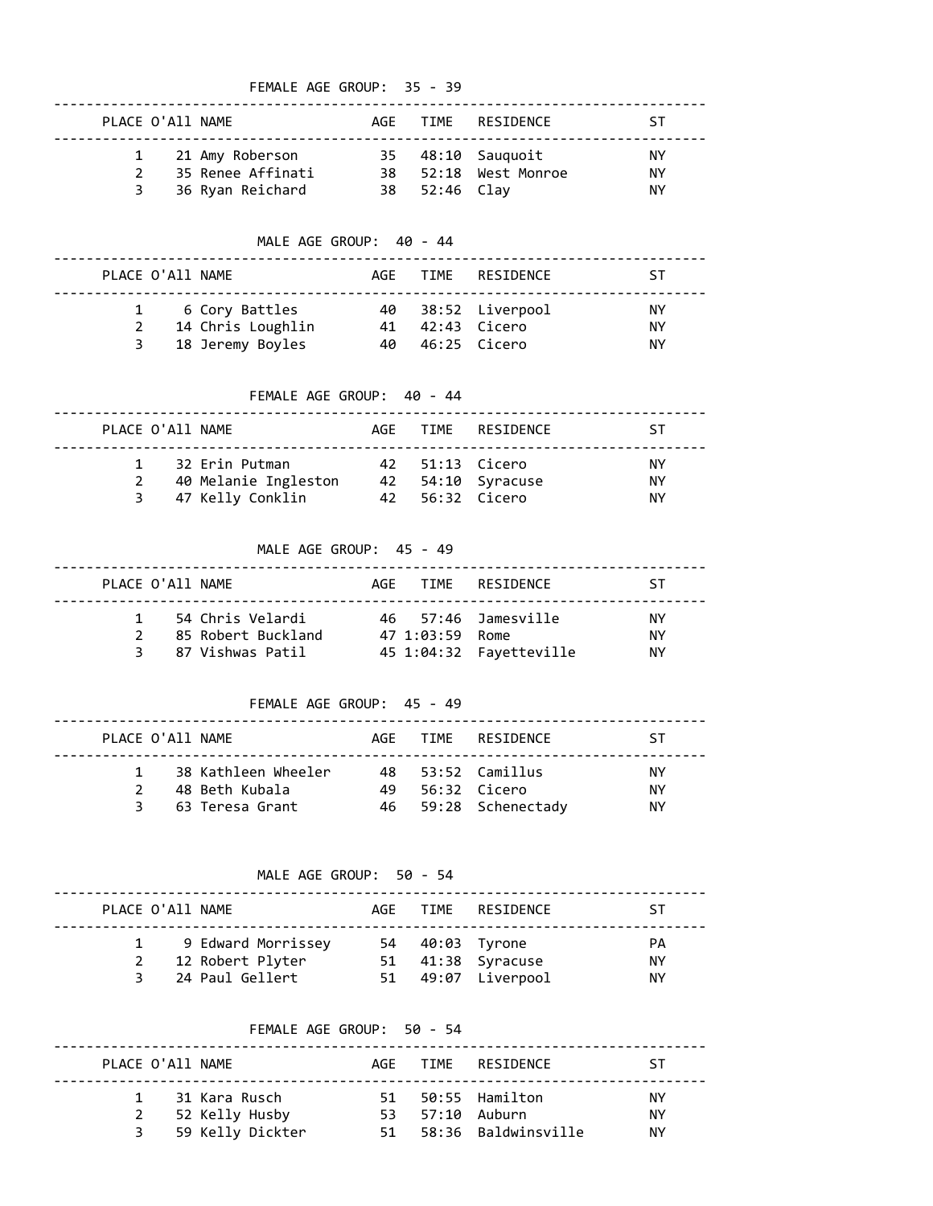## FEMALE AGE GROUP: 35 - 39

| PLACE | O'All | NAME | AGE | TIME | RESIDENCE | ST |
|---|---|---|---|---|---|---|
| 1 | 21 | Amy Roberson | 35 | 48:10 | Sauquoit | NY |
| 2 | 35 | Renee Affinati | 38 | 52:18 | West Monroe | NY |
| 3 | 36 | Ryan Reichard | 38 | 52:46 | Clay | NY |

## MALE AGE GROUP: 40 - 44

| PLACE | O'All | NAME | AGE | TIME | RESIDENCE | ST |
|---|---|---|---|---|---|---|
| 1 | 6 | Cory Battles | 40 | 38:52 | Liverpool | NY |
| 2 | 14 | Chris Loughlin | 41 | 42:43 | Cicero | NY |
| 3 | 18 | Jeremy Boyles | 40 | 46:25 | Cicero | NY |

## FEMALE AGE GROUP: 40 - 44

| PLACE | O'All | NAME | AGE | TIME | RESIDENCE | ST |
|---|---|---|---|---|---|---|
| 1 | 32 | Erin Putman | 42 | 51:13 | Cicero | NY |
| 2 | 40 | Melanie Ingleston | 42 | 54:10 | Syracuse | NY |
| 3 | 47 | Kelly Conklin | 42 | 56:32 | Cicero | NY |

## MALE AGE GROUP: 45 - 49

| PLACE | O'All | NAME | AGE | TIME | RESIDENCE | ST |
|---|---|---|---|---|---|---|
| 1 | 54 | Chris Velardi | 46 | 57:46 | Jamesville | NY |
| 2 | 85 | Robert Buckland | 47 | 1:03:59 | Rome | NY |
| 3 | 87 | Vishwas Patil | 45 | 1:04:32 | Fayetteville | NY |

## FEMALE AGE GROUP: 45 - 49

| PLACE | O'All | NAME | AGE | TIME | RESIDENCE | ST |
|---|---|---|---|---|---|---|
| 1 | 38 | Kathleen Wheeler | 48 | 53:52 | Camillus | NY |
| 2 | 48 | Beth Kubala | 49 | 56:32 | Cicero | NY |
| 3 | 63 | Teresa Grant | 46 | 59:28 | Schenectady | NY |

## MALE AGE GROUP: 50 - 54

| PLACE | O'All | NAME | AGE | TIME | RESIDENCE | ST |
|---|---|---|---|---|---|---|
| 1 | 9 | Edward Morrissey | 54 | 40:03 | Tyrone | PA |
| 2 | 12 | Robert Plyter | 51 | 41:38 | Syracuse | NY |
| 3 | 24 | Paul Gellert | 51 | 49:07 | Liverpool | NY |

## FEMALE AGE GROUP: 50 - 54

| PLACE | O'All | NAME | AGE | TIME | RESIDENCE | ST |
|---|---|---|---|---|---|---|
| 1 | 31 | Kara Rusch | 51 | 50:55 | Hamilton | NY |
| 2 | 52 | Kelly Husby | 53 | 57:10 | Auburn | NY |
| 3 | 59 | Kelly Dickter | 51 | 58:36 | Baldwinsville | NY |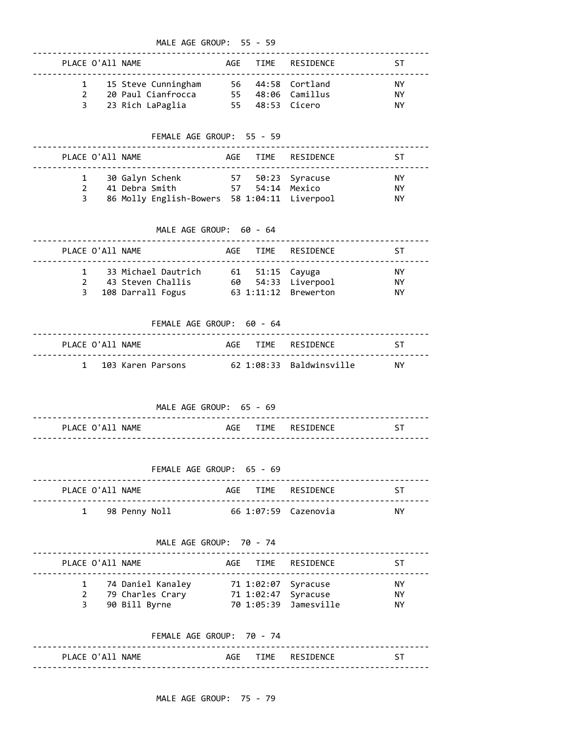### MALE AGE GROUP: 55 - 59

| PLACE | O'All | NAME | AGE | TIME | RESIDENCE | ST |
|---|---|---|---|---|---|---|
| 1 | 15 | Steve Cunningham | 56 | 44:58 | Cortland | NY |
| 2 | 20 | Paul Cianfrocca | 55 | 48:06 | Camillus | NY |
| 3 | 23 | Rich LaPaglia | 55 | 48:53 | Cicero | NY |

### FEMALE AGE GROUP: 55 - 59

| PLACE | O'All | NAME | AGE | TIME | RESIDENCE | ST |
|---|---|---|---|---|---|---|
| 1 | 30 | Galyn Schenk | 57 | 50:23 | Syracuse | NY |
| 2 | 41 | Debra Smith | 57 | 54:14 | Mexico | NY |
| 3 | 86 | Molly English-Bowers | 58 | 1:04:11 | Liverpool | NY |

### MALE AGE GROUP: 60 - 64

| PLACE | O'All | NAME | AGE | TIME | RESIDENCE | ST |
|---|---|---|---|---|---|---|
| 1 | 33 | Michael Dautrich | 61 | 51:15 | Cayuga | NY |
| 2 | 43 | Steven Challis | 60 | 54:33 | Liverpool | NY |
| 3 | 108 | Darrall Fogus | 63 | 1:11:12 | Brewerton | NY |

### FEMALE AGE GROUP: 60 - 64

| PLACE | O'All | NAME | AGE | TIME | RESIDENCE | ST |
|---|---|---|---|---|---|---|
| 1 | 103 | Karen Parsons | 62 | 1:08:33 | Baldwinsville | NY |

### MALE AGE GROUP: 65 - 69

| PLACE | O'All | NAME | AGE | TIME | RESIDENCE | ST |
|---|---|---|---|---|---|---|

### FEMALE AGE GROUP: 65 - 69

| PLACE | O'All | NAME | AGE | TIME | RESIDENCE | ST |
|---|---|---|---|---|---|---|
| 1 | 98 | Penny Noll | 66 | 1:07:59 | Cazenovia | NY |

### MALE AGE GROUP: 70 - 74

| PLACE | O'All | NAME | AGE | TIME | RESIDENCE | ST |
|---|---|---|---|---|---|---|
| 1 | 74 | Daniel Kanaley | 71 | 1:02:07 | Syracuse | NY |
| 2 | 79 | Charles Crary | 71 | 1:02:47 | Syracuse | NY |
| 3 | 90 | Bill Byrne | 70 | 1:05:39 | Jamesville | NY |

### FEMALE AGE GROUP: 70 - 74

| PLACE | O'All | NAME | AGE | TIME | RESIDENCE | ST |
|---|---|---|---|---|---|---|

### MALE AGE GROUP: 75 - 79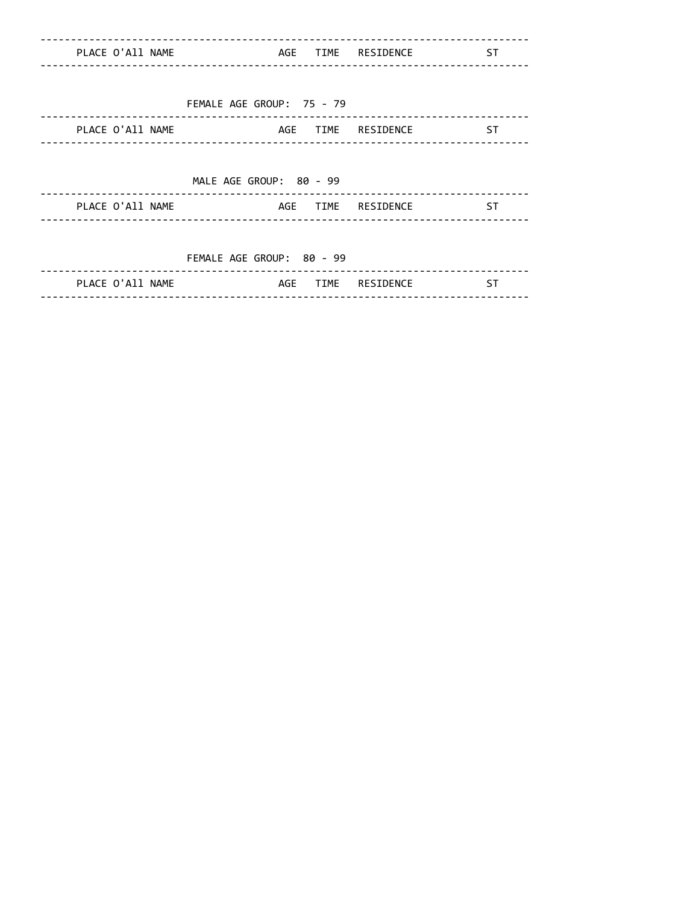| PLACE | O'All | NAME | AGE | TIME | RESIDENCE | ST |
|---|---|---|---|---|---|---|

FEMALE AGE GROUP: 75 - 79

| PLACE | O'All | NAME | AGE | TIME | RESIDENCE | ST |
|---|---|---|---|---|---|---|

MALE AGE GROUP: 80 - 99

| PLACE | O'All | NAME | AGE | TIME | RESIDENCE | ST |
|---|---|---|---|---|---|---|

FEMALE AGE GROUP: 80 - 99

| PLACE | O'All | NAME | AGE | TIME | RESIDENCE | ST |
|---|---|---|---|---|---|---|